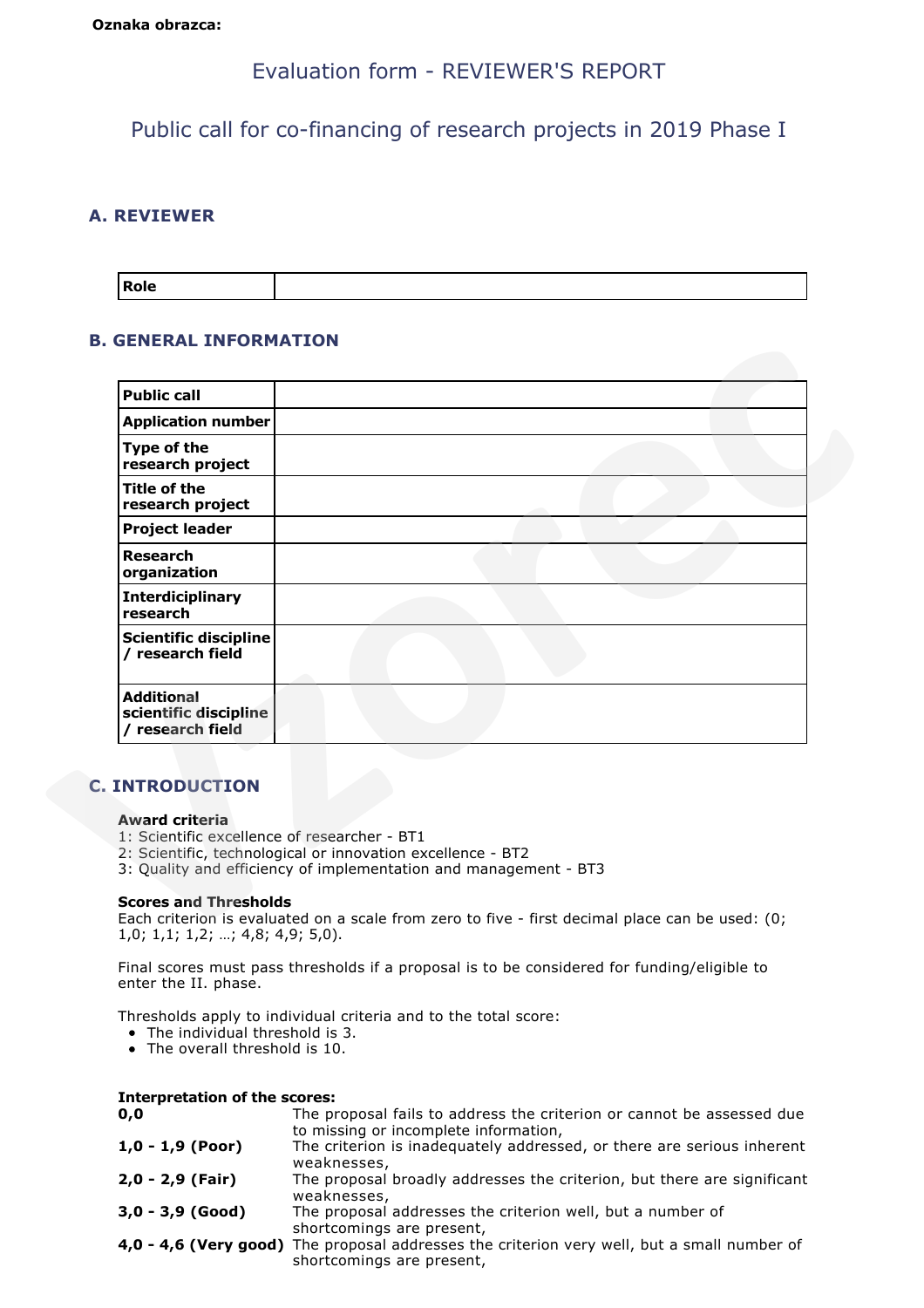**Oznaka obrazca:**

# Evaluation form - REVIEWER'S REPORT

## Public call for co-financing of research projects in 2019 Phase I

### A. REVIEWER

| Role | |
|---|---|

### B. GENERAL INFORMATION

| Public call | |
|---|---|
| Application number | |
| Type of the research project | |
| Title of the research project | |
| Project leader | |
| Research organization | |
| Interdiciplinary research | |
| Scientific discipline / research field | |
| Additional scientific discipline / research field | |

### C. INTRODUCTION

**Award criteria**
1: Scientific excellence of researcher - BT1
2: Scientific, technological or innovation excellence - BT2
3: Quality and efficiency of implementation and management - BT3

**Scores and Thresholds**
Each criterion is evaluated on a scale from zero to five - first decimal place can be used: (0; 1,0; 1,1; 1,2; …; 4,8; 4,9; 5,0).

Final scores must pass thresholds if a proposal is to be considered for funding/eligible to enter the II. phase.

Thresholds apply to individual criteria and to the total score:

- The individual threshold is 3.
- The overall threshold is 10.

**Interpretation of the scores:**

| | |
|---|---|
| **0,0** | The proposal fails to address the criterion or cannot be assessed due to missing or incomplete information, |
| **1,0 - 1,9 (Poor)** | The criterion is inadequately addressed, or there are serious inherent weaknesses, |
| **2,0 - 2,9 (Fair)** | The proposal broadly addresses the criterion, but there are significant weaknesses, |
| **3,0 - 3,9 (Good)** | The proposal addresses the criterion well, but a number of shortcomings are present, |
| **4,0 - 4,6 (Very good)** | The proposal addresses the criterion very well, but a small number of shortcomings are present, |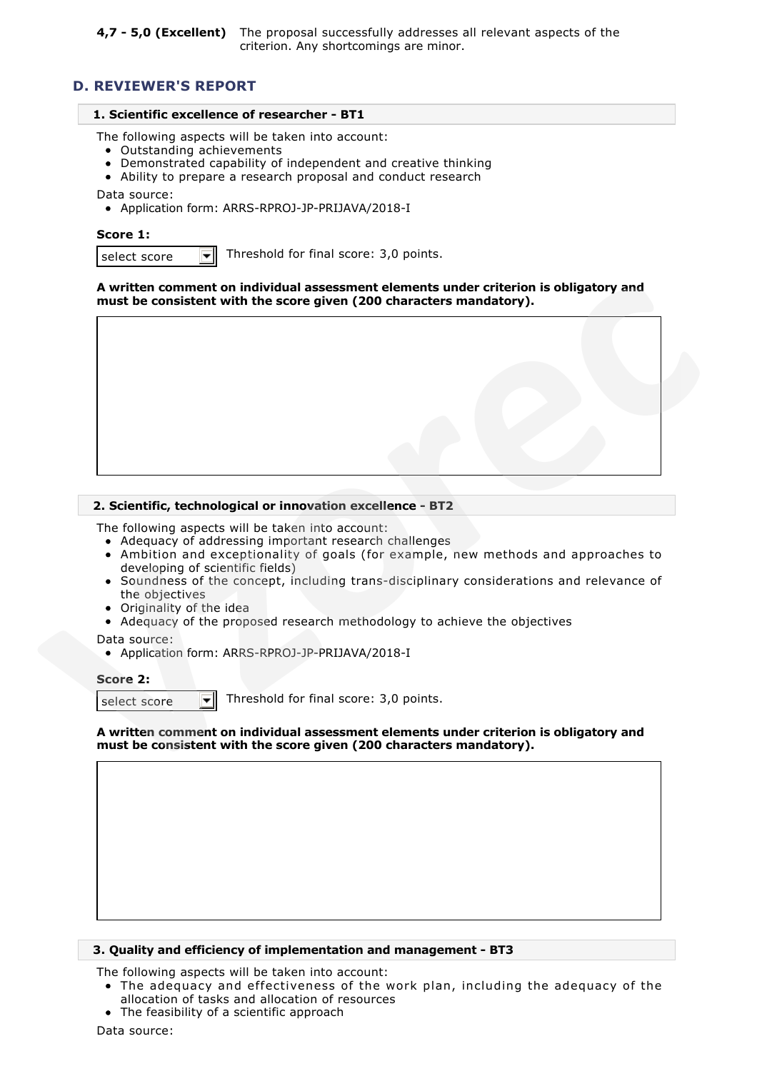**4,7 - 5,0 (Excellent)** The proposal successfully addresses all relevant aspects of the criterion. Any shortcomings are minor.

## D. REVIEWER'S REPORT

### 1. Scientific excellence of researcher - BT1

The following aspects will be taken into account:

- Outstanding achievements
- Demonstrated capability of independent and creative thinking
- Ability to prepare a research proposal and conduct research

Data source:

- Application form: ARRS-RPROJ-JP-PRIJAVA/2018-I

**Score 1:**

select score Threshold for final score: 3,0 points.

**A written comment on individual assessment elements under criterion is obligatory and must be consistent with the score given (200 characters mandatory).**

### 2. Scientific, technological or innovation excellence - BT2

The following aspects will be taken into account:

- Adequacy of addressing important research challenges
- Ambition and exceptionality of goals (for example, new methods and approaches to developing of scientific fields)
- Soundness of the concept, including trans-disciplinary considerations and relevance of the objectives
- Originality of the idea
- Adequacy of the proposed research methodology to achieve the objectives

Data source:

- Application form: ARRS-RPROJ-JP-PRIJAVA/2018-I

**Score 2:**

select score Threshold for final score: 3,0 points.

**A written comment on individual assessment elements under criterion is obligatory and must be consistent with the score given (200 characters mandatory).**

### 3. Quality and efficiency of implementation and management - BT3

The following aspects will be taken into account:

- The adequacy and effectiveness of the work plan, including the adequacy of the allocation of tasks and allocation of resources
- The feasibility of a scientific approach

Data source: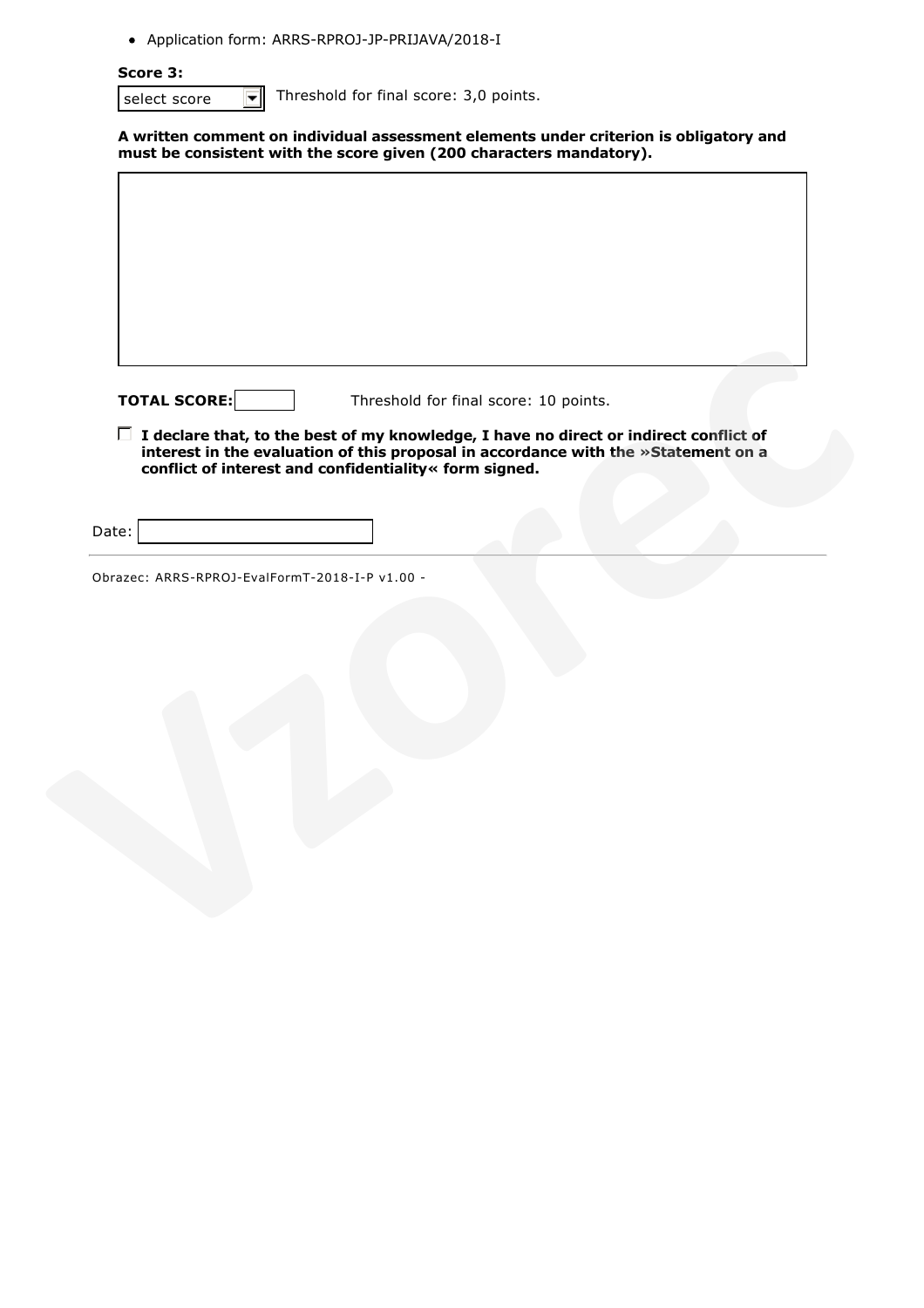- Application form: ARRS-RPROJ-JP-PRIJAVA/2018-I

**Score 3:**

select score Threshold for final score: 3,0 points.

**A written comment on individual assessment elements under criterion is obligatory and must be consistent with the score given (200 characters mandatory).**

**TOTAL SCORE:** Threshold for final score: 10 points.

☐ **I declare that, to the best of my knowledge, I have no direct or indirect conflict of interest in the evaluation of this proposal in accordance with the »Statement on a conflict of interest and confidentiality« form signed.**

Date:

Obrazec: ARRS-RPROJ-EvalFormT-2018-I-P v1.00 -